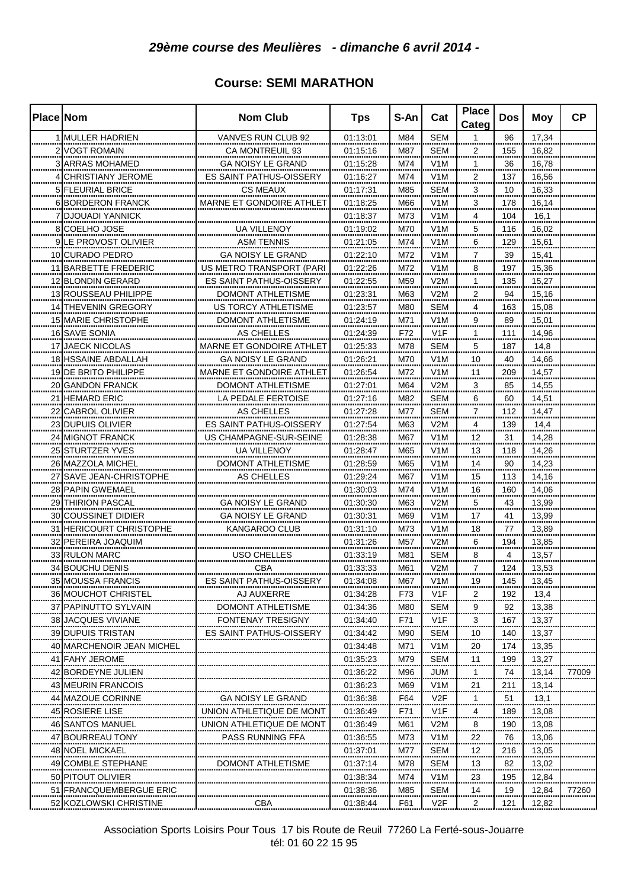# *29ème course des Meulières - dimanche 6 avril 2014 -*

## Course: SEMI MARATHON

| Place | Nom | Nom Club | Tps | S-An | Cat | Place Categ | Dos | Moy | CP |
|---|---|---|---|---|---|---|---|---|---|
| 1 | MULLER HADRIEN | VANVES RUN CLUB 92 | 01:13:01 | M84 | SEM | 1 | 96 | 17,34 | |
| 2 | VOGT ROMAIN | CA MONTREUIL 93 | 01:15:16 | M87 | SEM | 2 | 155 | 16,82 | |
| 3 | ARRAS MOHAMED | GA NOISY LE GRAND | 01:15:28 | M74 | V1M | 1 | 36 | 16,78 | |
| 4 | CHRISTIANY JEROME | ES SAINT PATHUS-OISSERY | 01:16:27 | M74 | V1M | 2 | 137 | 16,56 | |
| 5 | FLEURIAL BRICE | CS MEAUX | 01:17:31 | M85 | SEM | 3 | 10 | 16,33 | |
| 6 | BORDERON FRANCK | MARNE ET GONDOIRE ATHLET | 01:18:25 | M66 | V1M | 3 | 178 | 16,14 | |
| 7 | DJOUADI YANNICK | | 01:18:37 | M73 | V1M | 4 | 104 | 16,1 | |
| 8 | COELHO JOSE | UA VILLENOY | 01:19:02 | M70 | V1M | 5 | 116 | 16,02 | |
| 9 | LE PROVOST OLIVIER | ASM TENNIS | 01:21:05 | M74 | V1M | 6 | 129 | 15,61 | |
| 10 | CURADO PEDRO | GA NOISY LE GRAND | 01:22:10 | M72 | V1M | 7 | 39 | 15,41 | |
| 11 | BARBETTE FREDERIC | US METRO TRANSPORT (PARI | 01:22:26 | M72 | V1M | 8 | 197 | 15,36 | |
| 12 | BLONDIN GERARD | ES SAINT PATHUS-OISSERY | 01:22:55 | M59 | V2M | 1 | 135 | 15,27 | |
| 13 | ROUSSEAU PHILIPPE | DOMONT ATHLETISME | 01:23:31 | M63 | V2M | 2 | 94 | 15,16 | |
| 14 | THEVENIN GREGORY | US TORCY ATHLETISME | 01:23:57 | M80 | SEM | 4 | 163 | 15,08 | |
| 15 | MARIE CHRISTOPHE | DOMONT ATHLETISME | 01:24:19 | M71 | V1M | 9 | 89 | 15,01 | |
| 16 | SAVE SONIA | AS CHELLES | 01:24:39 | F72 | V1F | 1 | 111 | 14,96 | |
| 17 | JAECK NICOLAS | MARNE ET GONDOIRE ATHLET | 01:25:33 | M78 | SEM | 5 | 187 | 14,8 | |
| 18 | HSSAINE ABDALLAH | GA NOISY LE GRAND | 01:26:21 | M70 | V1M | 10 | 40 | 14,66 | |
| 19 | DE BRITO PHILIPPE | MARNE ET GONDOIRE ATHLET | 01:26:54 | M72 | V1M | 11 | 209 | 14,57 | |
| 20 | GANDON FRANCK | DOMONT ATHLETISME | 01:27:01 | M64 | V2M | 3 | 85 | 14,55 | |
| 21 | HEMARD ERIC | LA PEDALE FERTOISE | 01:27:16 | M82 | SEM | 6 | 60 | 14,51 | |
| 22 | CABROL OLIVIER | AS CHELLES | 01:27:28 | M77 | SEM | 7 | 112 | 14,47 | |
| 23 | DUPUIS OLIVIER | ES SAINT PATHUS-OISSERY | 01:27:54 | M63 | V2M | 4 | 139 | 14,4 | |
| 24 | MIGNOT FRANCK | US CHAMPAGNE-SUR-SEINE | 01:28:38 | M67 | V1M | 12 | 31 | 14,28 | |
| 25 | STURTZER YVES | UA VILLENOY | 01:28:47 | M65 | V1M | 13 | 118 | 14,26 | |
| 26 | MAZZOLA MICHEL | DOMONT ATHLETISME | 01:28:59 | M65 | V1M | 14 | 90 | 14,23 | |
| 27 | SAVE JEAN-CHRISTOPHE | AS CHELLES | 01:29:24 | M67 | V1M | 15 | 113 | 14,16 | |
| 28 | PAPIN GWEMAEL | | 01:30:03 | M74 | V1M | 16 | 160 | 14,06 | |
| 29 | THIRION PASCAL | GA NOISY LE GRAND | 01:30:30 | M63 | V2M | 5 | 43 | 13,99 | |
| 30 | COUSSINET DIDIER | GA NOISY LE GRAND | 01:30:31 | M69 | V1M | 17 | 41 | 13,99 | |
| 31 | HERICOURT CHRISTOPHE | KANGAROO CLUB | 01:31:10 | M73 | V1M | 18 | 77 | 13,89 | |
| 32 | PEREIRA JOAQUIM | | 01:31:26 | M57 | V2M | 6 | 194 | 13,85 | |
| 33 | RULON MARC | USO CHELLES | 01:33:19 | M81 | SEM | 8 | 4 | 13,57 | |
| 34 | BOUCHU DENIS | CBA | 01:33:33 | M61 | V2M | 7 | 124 | 13,53 | |
| 35 | MOUSSA FRANCIS | ES SAINT PATHUS-OISSERY | 01:34:08 | M67 | V1M | 19 | 145 | 13,45 | |
| 36 | MOUCHOT CHRISTEL | AJ AUXERRE | 01:34:28 | F73 | V1F | 2 | 192 | 13,4 | |
| 37 | PAPINUTTO SYLVAIN | DOMONT ATHLETISME | 01:34:36 | M80 | SEM | 9 | 92 | 13,38 | |
| 38 | JACQUES VIVIANE | FONTENAY TRESIGNY | 01:34:40 | F71 | V1F | 3 | 167 | 13,37 | |
| 39 | DUPUIS TRISTAN | ES SAINT PATHUS-OISSERY | 01:34:42 | M90 | SEM | 10 | 140 | 13,37 | |
| 40 | MARCHENOIR JEAN MICHEL | | 01:34:48 | M71 | V1M | 20 | 174 | 13,35 | |
| 41 | FAHY JEROME | | 01:35:23 | M79 | SEM | 11 | 199 | 13,27 | |
| 42 | BORDEYNE JULIEN | | 01:36:22 | M96 | JUM | 1 | 74 | 13,14 | 77009 |
| 43 | MEURIN FRANCOIS | | 01:36:23 | M69 | V1M | 21 | 211 | 13,14 | |
| 44 | MAZOUE CORINNE | GA NOISY LE GRAND | 01:36:38 | F64 | V2F | 1 | 51 | 13,1 | |
| 45 | ROSIERE LISE | UNION ATHLETIQUE DE MONT | 01:36:49 | F71 | V1F | 4 | 189 | 13,08 | |
| 46 | SANTOS MANUEL | UNION ATHLETIQUE DE MONT | 01:36:49 | M61 | V2M | 8 | 190 | 13,08 | |
| 47 | BOURREAU TONY | PASS RUNNING FFA | 01:36:55 | M73 | V1M | 22 | 76 | 13,06 | |
| 48 | NOEL MICKAEL | | 01:37:01 | M77 | SEM | 12 | 216 | 13,05 | |
| 49 | COMBLE STEPHANE | DOMONT ATHLETISME | 01:37:14 | M78 | SEM | 13 | 82 | 13,02 | |
| 50 | PITOUT OLIVIER | | 01:38:34 | M74 | V1M | 23 | 195 | 12,84 | |
| 51 | FRANCQUEMBERGUE ERIC | | 01:38:36 | M85 | SEM | 14 | 19 | 12,84 | 77260 |
| 52 | KOZLOWSKI CHRISTINE | CBA | 01:38:44 | F61 | V2F | 2 | 121 | 12,82 | |

Association Sports Loisirs Pour Tous 17 bis Route de Reuil 77260 La Ferté-sous-Jouarre
tél: 01 60 22 15 95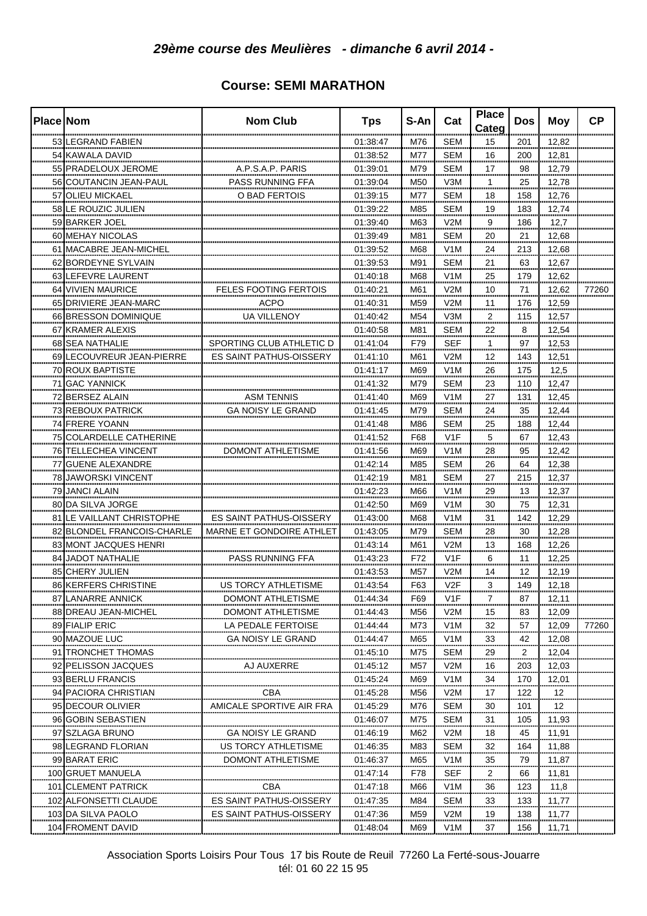## *29ème course des Meulières - dimanche 6 avril 2014 -*

### Course: SEMI MARATHON

| Place | Nom | Nom Club | Tps | S-An | Cat | Place Categ | Dos | Moy | CP |
|---|---|---|---|---|---|---|---|---|---|
| 53 | LEGRAND FABIEN | | 01:38:47 | M76 | SEM | 15 | 201 | 12,82 | |
| 54 | KAWALA DAVID | | 01:38:52 | M77 | SEM | 16 | 200 | 12,81 | |
| 55 | PRADELOUX JEROME | A.P.S.A.P. PARIS | 01:39:01 | M79 | SEM | 17 | 98 | 12,79 | |
| 56 | COUTANCIN JEAN-PAUL | PASS RUNNING FFA | 01:39:04 | M50 | V3M | 1 | 25 | 12,78 | |
| 57 | OLIEU MICKAEL | O BAD FERTOIS | 01:39:15 | M77 | SEM | 18 | 158 | 12,76 | |
| 58 | LE ROUZIC JULIEN | | 01:39:22 | M85 | SEM | 19 | 183 | 12,74 | |
| 59 | BARKER JOEL | | 01:39:40 | M63 | V2M | 9 | 186 | 12,7 | |
| 60 | MEHAY NICOLAS | | 01:39:49 | M81 | SEM | 20 | 21 | 12,68 | |
| 61 | MACABRE JEAN-MICHEL | | 01:39:52 | M68 | V1M | 24 | 213 | 12,68 | |
| 62 | BORDEYNE SYLVAIN | | 01:39:53 | M91 | SEM | 21 | 63 | 12,67 | |
| 63 | LEFEVRE LAURENT | | 01:40:18 | M68 | V1M | 25 | 179 | 12,62 | |
| 64 | VIVIEN MAURICE | FELES FOOTING FERTOIS | 01:40:21 | M61 | V2M | 10 | 71 | 12,62 | 77260 |
| 65 | DRIVIERE JEAN-MARC | ACPO | 01:40:31 | M59 | V2M | 11 | 176 | 12,59 | |
| 66 | BRESSON DOMINIQUE | UA VILLENOY | 01:40:42 | M54 | V3M | 2 | 115 | 12,57 | |
| 67 | KRAMER ALEXIS | | 01:40:58 | M81 | SEM | 22 | 8 | 12,54 | |
| 68 | SEA NATHALIE | SPORTING CLUB ATHLETIC D | 01:41:04 | F79 | SEF | 1 | 97 | 12,53 | |
| 69 | LECOUVREUR JEAN-PIERRE | ES SAINT PATHUS-OISSERY | 01:41:10 | M61 | V2M | 12 | 143 | 12,51 | |
| 70 | ROUX BAPTISTE | | 01:41:17 | M69 | V1M | 26 | 175 | 12,5 | |
| 71 | GAC YANNICK | | 01:41:32 | M79 | SEM | 23 | 110 | 12,47 | |
| 72 | BERSEZ ALAIN | ASM TENNIS | 01:41:40 | M69 | V1M | 27 | 131 | 12,45 | |
| 73 | REBOUX PATRICK | GA NOISY LE GRAND | 01:41:45 | M79 | SEM | 24 | 35 | 12,44 | |
| 74 | FRERE YOANN | | 01:41:48 | M86 | SEM | 25 | 188 | 12,44 | |
| 75 | COLARDELLE CATHERINE | | 01:41:52 | F68 | V1F | 5 | 67 | 12,43 | |
| 76 | TELLECHEA VINCENT | DOMONT ATHLETISME | 01:41:56 | M69 | V1M | 28 | 95 | 12,42 | |
| 77 | GUENE ALEXANDRE | | 01:42:14 | M85 | SEM | 26 | 64 | 12,38 | |
| 78 | JAWORSKI VINCENT | | 01:42:19 | M81 | SEM | 27 | 215 | 12,37 | |
| 79 | JANCI ALAIN | | 01:42:23 | M66 | V1M | 29 | 13 | 12,37 | |
| 80 | DA SILVA JORGE | | 01:42:50 | M69 | V1M | 30 | 75 | 12,31 | |
| 81 | LE VAILLANT CHRISTOPHE | ES SAINT PATHUS-OISSERY | 01:43:00 | M68 | V1M | 31 | 142 | 12,29 | |
| 82 | BLONDEL FRANCOIS-CHARLE | MARNE ET GONDOIRE ATHLET | 01:43:05 | M79 | SEM | 28 | 30 | 12,28 | |
| 83 | MONT JACQUES HENRI | | 01:43:14 | M61 | V2M | 13 | 168 | 12,26 | |
| 84 | JADOT NATHALIE | PASS RUNNING FFA | 01:43:23 | F72 | V1F | 6 | 11 | 12,25 | |
| 85 | CHERY JULIEN | | 01:43:53 | M57 | V2M | 14 | 12 | 12,19 | |
| 86 | KERFERS CHRISTINE | US TORCY ATHLETISME | 01:43:54 | F63 | V2F | 3 | 149 | 12,18 | |
| 87 | LANARRE ANNICK | DOMONT ATHLETISME | 01:44:34 | F69 | V1F | 7 | 87 | 12,11 | |
| 88 | DREAU JEAN-MICHEL | DOMONT ATHLETISME | 01:44:43 | M56 | V2M | 15 | 83 | 12,09 | |
| 89 | FIALIP ERIC | LA PEDALE FERTOISE | 01:44:44 | M73 | V1M | 32 | 57 | 12,09 | 77260 |
| 90 | MAZOUE LUC | GA NOISY LE GRAND | 01:44:47 | M65 | V1M | 33 | 42 | 12,08 | |
| 91 | TRONCHET THOMAS | | 01:45:10 | M75 | SEM | 29 | 2 | 12,04 | |
| 92 | PELISSON JACQUES | AJ AUXERRE | 01:45:12 | M57 | V2M | 16 | 203 | 12,03 | |
| 93 | BERLU FRANCIS | | 01:45:24 | M69 | V1M | 34 | 170 | 12,01 | |
| 94 | PACIORA CHRISTIAN | CBA | 01:45:28 | M56 | V2M | 17 | 122 | 12 | |
| 95 | DECOUR OLIVIER | AMICALE SPORTIVE AIR FRA | 01:45:29 | M76 | SEM | 30 | 101 | 12 | |
| 96 | GOBIN SEBASTIEN | | 01:46:07 | M75 | SEM | 31 | 105 | 11,93 | |
| 97 | SZLAGA BRUNO | GA NOISY LE GRAND | 01:46:19 | M62 | V2M | 18 | 45 | 11,91 | |
| 98 | LEGRAND FLORIAN | US TORCY ATHLETISME | 01:46:35 | M83 | SEM | 32 | 164 | 11,88 | |
| 99 | BARAT ERIC | DOMONT ATHLETISME | 01:46:37 | M65 | V1M | 35 | 79 | 11,87 | |
| 100 | GRUET MANUELA | | 01:47:14 | F78 | SEF | 2 | 66 | 11,81 | |
| 101 | CLEMENT PATRICK | CBA | 01:47:18 | M66 | V1M | 36 | 123 | 11,8 | |
| 102 | ALFONSETTI CLAUDE | ES SAINT PATHUS-OISSERY | 01:47:35 | M84 | SEM | 33 | 133 | 11,77 | |
| 103 | DA SILVA PAOLO | ES SAINT PATHUS-OISSERY | 01:47:36 | M59 | V2M | 19 | 138 | 11,77 | |
| 104 | FROMENT DAVID | | 01:48:04 | M69 | V1M | 37 | 156 | 11,71 | |

Association Sports Loisirs Pour Tous 17 bis Route de Reuil 77260 La Ferté-sous-Jouarre
tél: 01 60 22 15 95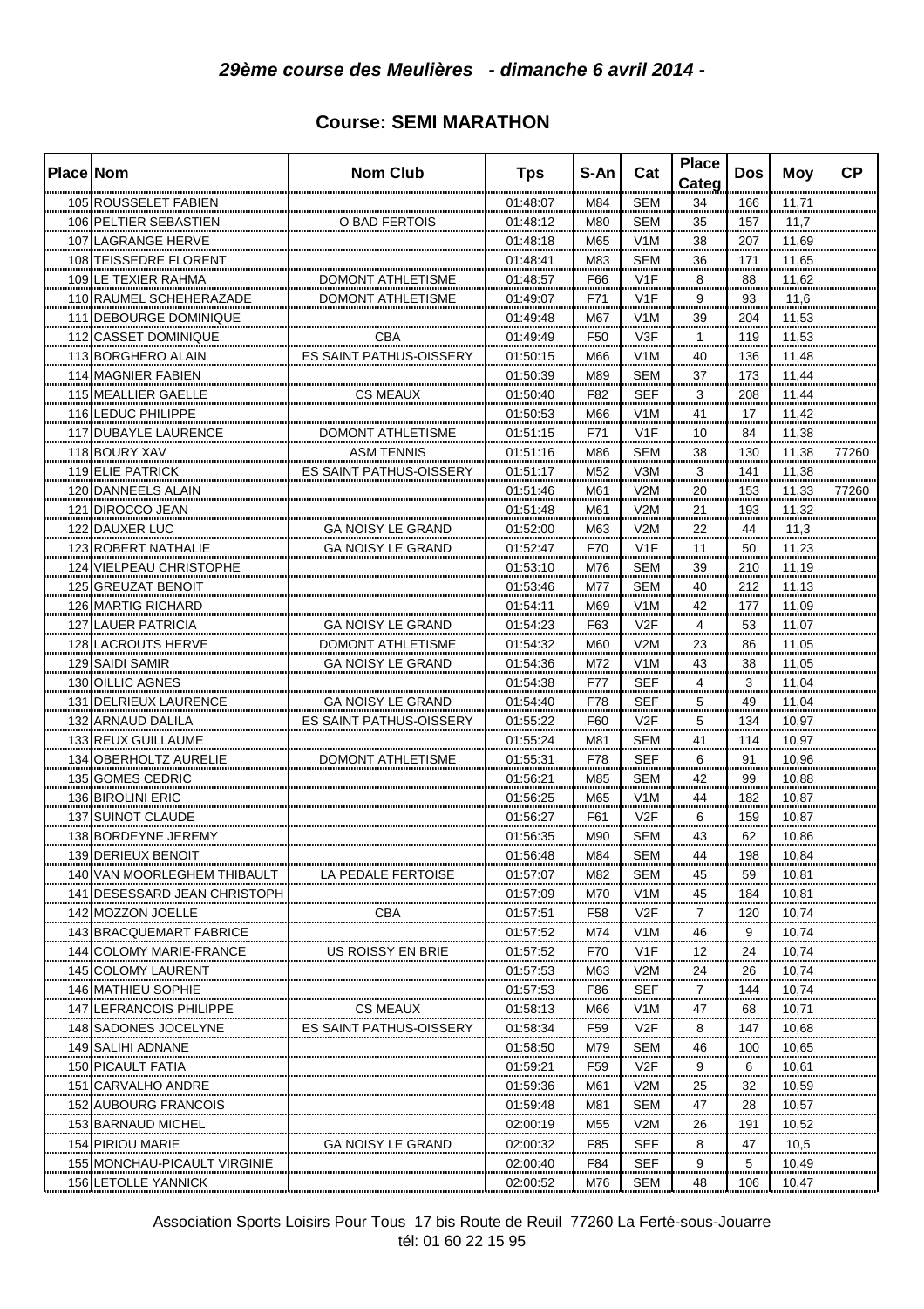## *29ème course des Meulières - dimanche 6 avril 2014 -*

### Course: SEMI MARATHON

| Place | Nom | Nom Club | Tps | S-An | Cat | Place Categ | Dos | Moy | CP |
|---|---|---|---|---|---|---|---|---|---|
| 105 | ROUSSELET FABIEN | | 01:48:07 | M84 | SEM | 34 | 166 | 11,71 | |
| 106 | PELTIER SEBASTIEN | O BAD FERTOIS | 01:48:12 | M80 | SEM | 35 | 157 | 11,7 | |
| 107 | LAGRANGE HERVE | | 01:48:18 | M65 | V1M | 38 | 207 | 11,69 | |
| 108 | TEISSEDRE FLORENT | | 01:48:41 | M83 | SEM | 36 | 171 | 11,65 | |
| 109 | LE TEXIER RAHMA | DOMONT ATHLETISME | 01:48:57 | F66 | V1F | 8 | 88 | 11,62 | |
| 110 | RAUMEL SCHEHERAZADE | DOMONT ATHLETISME | 01:49:07 | F71 | V1F | 9 | 93 | 11,6 | |
| 111 | DEBOURGE DOMINIQUE | | 01:49:48 | M67 | V1M | 39 | 204 | 11,53 | |
| 112 | CASSET DOMINIQUE | CBA | 01:49:49 | F50 | V3F | 1 | 119 | 11,53 | |
| 113 | BORGHERO ALAIN | ES SAINT PATHUS-OISSERY | 01:50:15 | M66 | V1M | 40 | 136 | 11,48 | |
| 114 | MAGNIER FABIEN | | 01:50:39 | M89 | SEM | 37 | 173 | 11,44 | |
| 115 | MEALLIER GAELLE | CS MEAUX | 01:50:40 | F82 | SEF | 3 | 208 | 11,44 | |
| 116 | LEDUC PHILIPPE | | 01:50:53 | M66 | V1M | 41 | 17 | 11,42 | |
| 117 | DUBAYLE LAURENCE | DOMONT ATHLETISME | 01:51:15 | F71 | V1F | 10 | 84 | 11,38 | |
| 118 | BOURY XAV | ASM TENNIS | 01:51:16 | M86 | SEM | 38 | 130 | 11,38 | 77260 |
| 119 | ELIE PATRICK | ES SAINT PATHUS-OISSERY | 01:51:17 | M52 | V3M | 3 | 141 | 11,38 | |
| 120 | DANNEELS ALAIN | | 01:51:46 | M61 | V2M | 20 | 153 | 11,33 | 77260 |
| 121 | DIROCCO JEAN | | 01:51:48 | M61 | V2M | 21 | 193 | 11,32 | |
| 122 | DAUXER LUC | GA NOISY LE GRAND | 01:52:00 | M63 | V2M | 22 | 44 | 11,3 | |
| 123 | ROBERT NATHALIE | GA NOISY LE GRAND | 01:52:47 | F70 | V1F | 11 | 50 | 11,23 | |
| 124 | VIELPEAU CHRISTOPHE | | 01:53:10 | M76 | SEM | 39 | 210 | 11,19 | |
| 125 | GREUZAT BENOIT | | 01:53:46 | M77 | SEM | 40 | 212 | 11,13 | |
| 126 | MARTIG RICHARD | | 01:54:11 | M69 | V1M | 42 | 177 | 11,09 | |
| 127 | LAUER PATRICIA | GA NOISY LE GRAND | 01:54:23 | F63 | V2F | 4 | 53 | 11,07 | |
| 128 | LACROUTS HERVE | DOMONT ATHLETISME | 01:54:32 | M60 | V2M | 23 | 86 | 11,05 | |
| 129 | SAIDI SAMIR | GA NOISY LE GRAND | 01:54:36 | M72 | V1M | 43 | 38 | 11,05 | |
| 130 | OILLIC AGNES | | 01:54:38 | F77 | SEF | 4 | 3 | 11,04 | |
| 131 | DELRIEUX LAURENCE | GA NOISY LE GRAND | 01:54:40 | F78 | SEF | 5 | 49 | 11,04 | |
| 132 | ARNAUD DALILA | ES SAINT PATHUS-OISSERY | 01:55:22 | F60 | V2F | 5 | 134 | 10,97 | |
| 133 | REUX GUILLAUME | | 01:55:24 | M81 | SEM | 41 | 114 | 10,97 | |
| 134 | OBERHOLTZ AURELIE | DOMONT ATHLETISME | 01:55:31 | F78 | SEF | 6 | 91 | 10,96 | |
| 135 | GOMES CEDRIC | | 01:56:21 | M85 | SEM | 42 | 99 | 10,88 | |
| 136 | BIROLINI ERIC | | 01:56:25 | M65 | V1M | 44 | 182 | 10,87 | |
| 137 | SUINOT CLAUDE | | 01:56:27 | F61 | V2F | 6 | 159 | 10,87 | |
| 138 | BORDEYNE JEREMY | | 01:56:35 | M90 | SEM | 43 | 62 | 10,86 | |
| 139 | DERIEUX BENOIT | | 01:56:48 | M84 | SEM | 44 | 198 | 10,84 | |
| 140 | VAN MOORLEGHEM THIBAULT | LA PEDALE FERTOISE | 01:57:07 | M82 | SEM | 45 | 59 | 10,81 | |
| 141 | DESESSARD JEAN CHRISTOPH | | 01:57:09 | M70 | V1M | 45 | 184 | 10,81 | |
| 142 | MOZZON JOELLE | CBA | 01:57:51 | F58 | V2F | 7 | 120 | 10,74 | |
| 143 | BRACQUEMART FABRICE | | 01:57:52 | M74 | V1M | 46 | 9 | 10,74 | |
| 144 | COLOMY MARIE-FRANCE | US ROISSY EN BRIE | 01:57:52 | F70 | V1F | 12 | 24 | 10,74 | |
| 145 | COLOMY LAURENT | | 01:57:53 | M63 | V2M | 24 | 26 | 10,74 | |
| 146 | MATHIEU SOPHIE | | 01:57:53 | F86 | SEF | 7 | 144 | 10,74 | |
| 147 | LEFRANCOIS PHILIPPE | CS MEAUX | 01:58:13 | M66 | V1M | 47 | 68 | 10,71 | |
| 148 | SADONES JOCELYNE | ES SAINT PATHUS-OISSERY | 01:58:34 | F59 | V2F | 8 | 147 | 10,68 | |
| 149 | SALIHI ADNANE | | 01:58:50 | M79 | SEM | 46 | 100 | 10,65 | |
| 150 | PICAULT FATIA | | 01:59:21 | F59 | V2F | 9 | 6 | 10,61 | |
| 151 | CARVALHO ANDRE | | 01:59:36 | M61 | V2M | 25 | 32 | 10,59 | |
| 152 | AUBOURG FRANCOIS | | 01:59:48 | M81 | SEM | 47 | 28 | 10,57 | |
| 153 | BARNAUD MICHEL | | 02:00:19 | M55 | V2M | 26 | 191 | 10,52 | |
| 154 | PIRIOU MARIE | GA NOISY LE GRAND | 02:00:32 | F85 | SEF | 8 | 47 | 10,5 | |
| 155 | MONCHAU-PICAULT VIRGINIE | | 02:00:40 | F84 | SEF | 9 | 5 | 10,49 | |
| 156 | LETOLLE YANNICK | | 02:00:52 | M76 | SEM | 48 | 106 | 10,47 | |

Association Sports Loisirs Pour Tous 17 bis Route de Reuil 77260 La Ferté-sous-Jouarre
tél: 01 60 22 15 95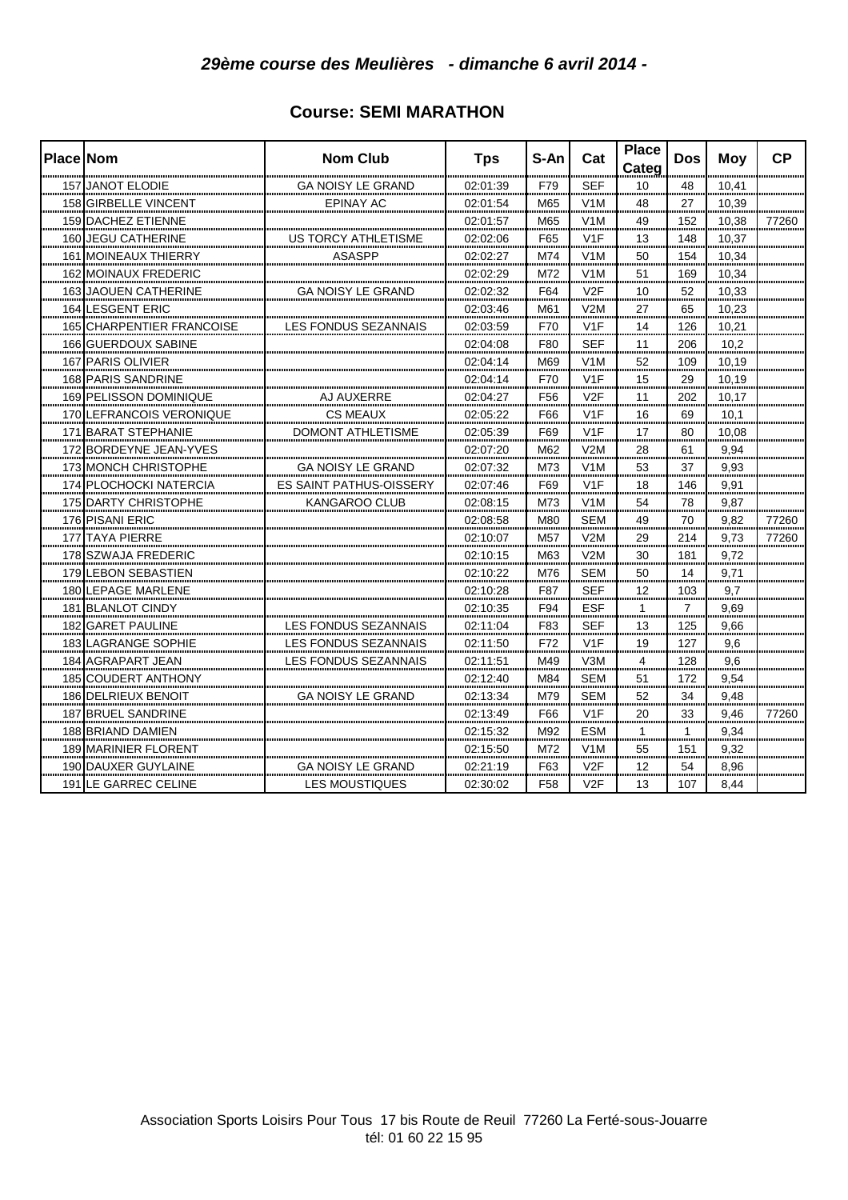## *29ème course des Meulières - dimanche 6 avril 2014 -*

### Course: SEMI MARATHON

| Place | Nom | Nom Club | Tps | S-An | Cat | Place Categ | Dos | Moy | CP |
|---|---|---|---|---|---|---|---|---|---|
| 157 | JANOT ELODIE | GA NOISY LE GRAND | 02:01:39 | F79 | SEF | 10 | 48 | 10,41 | |
| 158 | GIRBELLE VINCENT | EPINAY AC | 02:01:54 | M65 | V1M | 48 | 27 | 10,39 | |
| 159 | DACHEZ ETIENNE | | 02:01:57 | M65 | V1M | 49 | 152 | 10,38 | 77260 |
| 160 | JEGU CATHERINE | US TORCY ATHLETISME | 02:02:06 | F65 | V1F | 13 | 148 | 10,37 | |
| 161 | MOINEAUX THIERRY | ASASPP | 02:02:27 | M74 | V1M | 50 | 154 | 10,34 | |
| 162 | MOINAUX FREDERIC | | 02:02:29 | M72 | V1M | 51 | 169 | 10,34 | |
| 163 | JAOUEN CATHERINE | GA NOISY LE GRAND | 02:02:32 | F64 | V2F | 10 | 52 | 10,33 | |
| 164 | LESGENT ERIC | | 02:03:46 | M61 | V2M | 27 | 65 | 10,23 | |
| 165 | CHARPENTIER FRANCOISE | LES FONDUS SEZANNAIS | 02:03:59 | F70 | V1F | 14 | 126 | 10,21 | |
| 166 | GUERDOUX SABINE | | 02:04:08 | F80 | SEF | 11 | 206 | 10,2 | |
| 167 | PARIS OLIVIER | | 02:04:14 | M69 | V1M | 52 | 109 | 10,19 | |
| 168 | PARIS SANDRINE | | 02:04:14 | F70 | V1F | 15 | 29 | 10,19 | |
| 169 | PELISSON DOMINIQUE | AJ AUXERRE | 02:04:27 | F56 | V2F | 11 | 202 | 10,17 | |
| 170 | LEFRANCOIS VERONIQUE | CS MEAUX | 02:05:22 | F66 | V1F | 16 | 69 | 10,1 | |
| 171 | BARAT STEPHANIE | DOMONT ATHLETISME | 02:05:39 | F69 | V1F | 17 | 80 | 10,08 | |
| 172 | BORDEYNE JEAN-YVES | | 02:07:20 | M62 | V2M | 28 | 61 | 9,94 | |
| 173 | MONCH CHRISTOPHE | GA NOISY LE GRAND | 02:07:32 | M73 | V1M | 53 | 37 | 9,93 | |
| 174 | PLOCHOCKI NATERCIA | ES SAINT PATHUS-OISSERY | 02:07:46 | F69 | V1F | 18 | 146 | 9,91 | |
| 175 | DARTY CHRISTOPHE | KANGAROO CLUB | 02:08:15 | M73 | V1M | 54 | 78 | 9,87 | |
| 176 | PISANI ERIC | | 02:08:58 | M80 | SEM | 49 | 70 | 9,82 | 77260 |
| 177 | TAYA PIERRE | | 02:10:07 | M57 | V2M | 29 | 214 | 9,73 | 77260 |
| 178 | SZWAJA FREDERIC | | 02:10:15 | M63 | V2M | 30 | 181 | 9,72 | |
| 179 | LEBON SEBASTIEN | | 02:10:22 | M76 | SEM | 50 | 14 | 9,71 | |
| 180 | LEPAGE MARLENE | | 02:10:28 | F87 | SEF | 12 | 103 | 9,7 | |
| 181 | BLANLOT CINDY | | 02:10:35 | F94 | ESF | 1 | 7 | 9,69 | |
| 182 | GARET PAULINE | LES FONDUS SEZANNAIS | 02:11:04 | F83 | SEF | 13 | 125 | 9,66 | |
| 183 | LAGRANGE SOPHIE | LES FONDUS SEZANNAIS | 02:11:50 | F72 | V1F | 19 | 127 | 9,6 | |
| 184 | AGRAPART JEAN | LES FONDUS SEZANNAIS | 02:11:51 | M49 | V3M | 4 | 128 | 9,6 | |
| 185 | COUDERT ANTHONY | | 02:12:40 | M84 | SEM | 51 | 172 | 9,54 | |
| 186 | DELRIEUX BENOIT | GA NOISY LE GRAND | 02:13:34 | M79 | SEM | 52 | 34 | 9,48 | |
| 187 | BRUEL SANDRINE | | 02:13:49 | F66 | V1F | 20 | 33 | 9,46 | 77260 |
| 188 | BRIAND DAMIEN | | 02:15:32 | M92 | ESM | 1 | 1 | 9,34 | |
| 189 | MARINIER FLORENT | | 02:15:50 | M72 | V1M | 55 | 151 | 9,32 | |
| 190 | DAUXER GUYLAINE | GA NOISY LE GRAND | 02:21:19 | F63 | V2F | 12 | 54 | 8,96 | |
| 191 | LE GARREC CELINE | LES MOUSTIQUES | 02:30:02 | F58 | V2F | 13 | 107 | 8,44 | |

Association Sports Loisirs Pour Tous 17 bis Route de Reuil 77260 La Ferté-sous-Jouarre
tél: 01 60 22 15 95